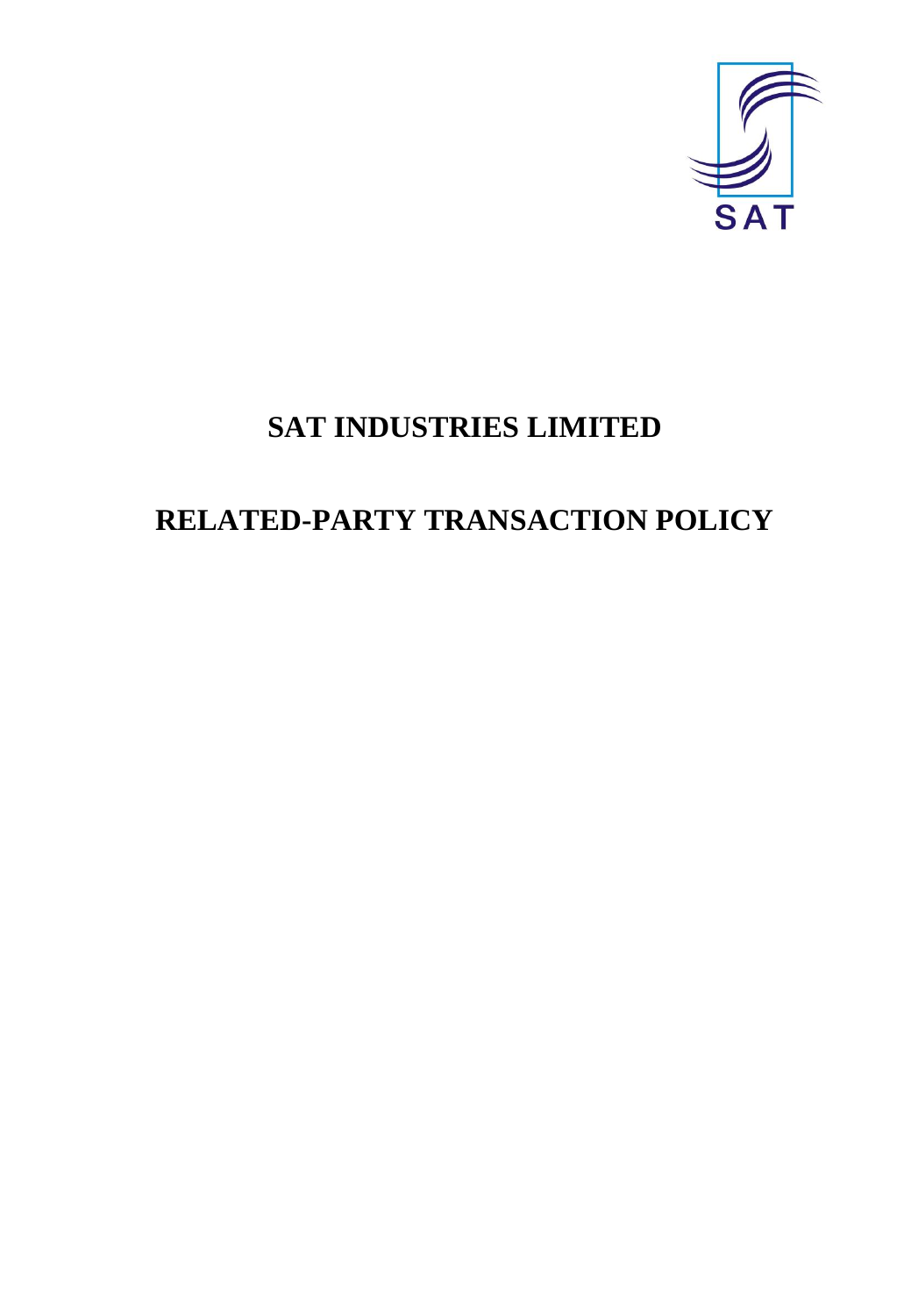# SAT INDUSTRIES LIMITED

# RELATED-PARTY TRANSACTION POLICY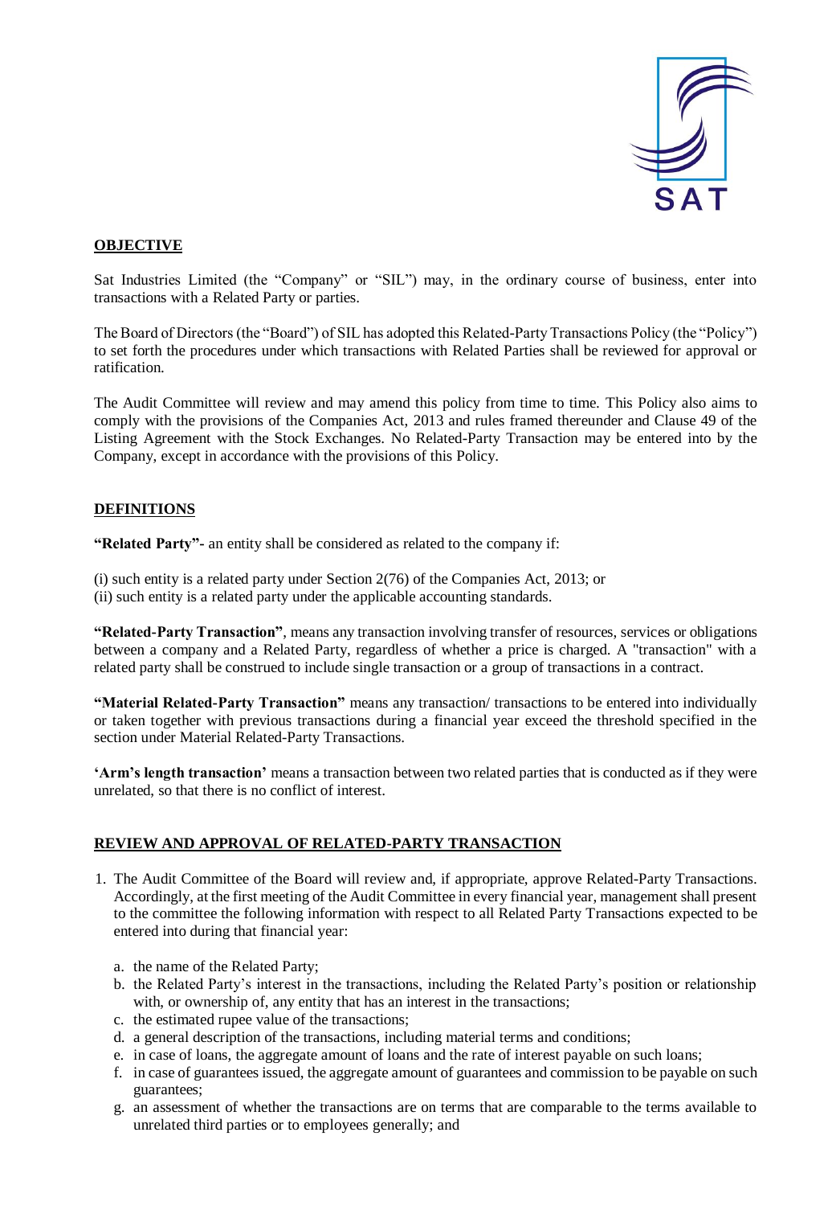## OBJECTIVE

Sat Industries Limited (the "Company" or "SIL") may, in the ordinary course of business, enter into transactions with a Related Party or parties.

The Board of Directors (the "Board") of SIL has adopted this Related-Party Transactions Policy (the "Policy") to set forth the procedures under which transactions with Related Parties shall be reviewed for approval or ratification.

The Audit Committee will review and may amend this policy from time to time. This Policy also aims to comply with the provisions of the Companies Act, 2013 and rules framed thereunder and Clause 49 of the Listing Agreement with the Stock Exchanges. No Related-Party Transaction may be entered into by the Company, except in accordance with the provisions of this Policy.

## DEFINITIONS

**"Related Party"-** an entity shall be considered as related to the company if:

(i) such entity is a related party under Section 2(76) of the Companies Act, 2013; or
(ii) such entity is a related party under the applicable accounting standards.

**"Related-Party Transaction"**, means any transaction involving transfer of resources, services or obligations between a company and a Related Party, regardless of whether a price is charged. A "transaction" with a related party shall be construed to include single transaction or a group of transactions in a contract.

**"Material Related-Party Transaction"** means any transaction/ transactions to be entered into individually or taken together with previous transactions during a financial year exceed the threshold specified in the section under Material Related-Party Transactions.

**'Arm's length transaction'** means a transaction between two related parties that is conducted as if they were unrelated, so that there is no conflict of interest.

## REVIEW AND APPROVAL OF RELATED-PARTY TRANSACTION

1. The Audit Committee of the Board will review and, if appropriate, approve Related-Party Transactions. Accordingly, at the first meeting of the Audit Committee in every financial year, management shall present to the committee the following information with respect to all Related Party Transactions expected to be entered into during that financial year:

   a. the name of the Related Party;
   b. the Related Party's interest in the transactions, including the Related Party's position or relationship with, or ownership of, any entity that has an interest in the transactions;
   c. the estimated rupee value of the transactions;
   d. a general description of the transactions, including material terms and conditions;
   e. in case of loans, the aggregate amount of loans and the rate of interest payable on such loans;
   f. in case of guarantees issued, the aggregate amount of guarantees and commission to be payable on such guarantees;
   g. an assessment of whether the transactions are on terms that are comparable to the terms available to unrelated third parties or to employees generally; and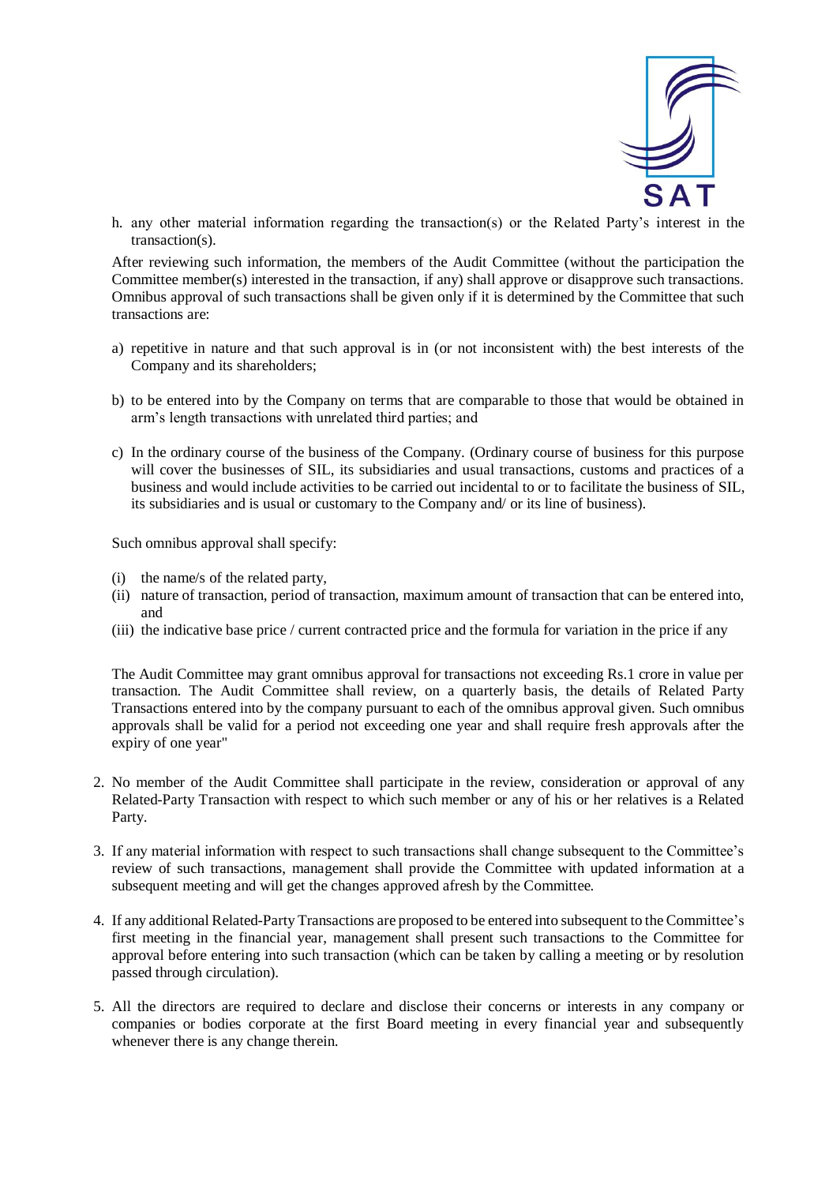h. any other material information regarding the transaction(s) or the Related Party's interest in the transaction(s).

After reviewing such information, the members of the Audit Committee (without the participation the Committee member(s) interested in the transaction, if any) shall approve or disapprove such transactions. Omnibus approval of such transactions shall be given only if it is determined by the Committee that such transactions are:

a) repetitive in nature and that such approval is in (or not inconsistent with) the best interests of the Company and its shareholders;

b) to be entered into by the Company on terms that are comparable to those that would be obtained in arm's length transactions with unrelated third parties; and

c) In the ordinary course of the business of the Company. (Ordinary course of business for this purpose will cover the businesses of SIL, its subsidiaries and usual transactions, customs and practices of a business and would include activities to be carried out incidental to or to facilitate the business of SIL, its subsidiaries and is usual or customary to the Company and/ or its line of business).

Such omnibus approval shall specify:

(i) the name/s of the related party,
(ii) nature of transaction, period of transaction, maximum amount of transaction that can be entered into, and
(iii) the indicative base price / current contracted price and the formula for variation in the price if any

The Audit Committee may grant omnibus approval for transactions not exceeding Rs.1 crore in value per transaction. The Audit Committee shall review, on a quarterly basis, the details of Related Party Transactions entered into by the company pursuant to each of the omnibus approval given. Such omnibus approvals shall be valid for a period not exceeding one year and shall require fresh approvals after the expiry of one year"

2. No member of the Audit Committee shall participate in the review, consideration or approval of any Related-Party Transaction with respect to which such member or any of his or her relatives is a Related Party.

3. If any material information with respect to such transactions shall change subsequent to the Committee's review of such transactions, management shall provide the Committee with updated information at a subsequent meeting and will get the changes approved afresh by the Committee.

4. If any additional Related-Party Transactions are proposed to be entered into subsequent to the Committee's first meeting in the financial year, management shall present such transactions to the Committee for approval before entering into such transaction (which can be taken by calling a meeting or by resolution passed through circulation).

5. All the directors are required to declare and disclose their concerns or interests in any company or companies or bodies corporate at the first Board meeting in every financial year and subsequently whenever there is any change therein.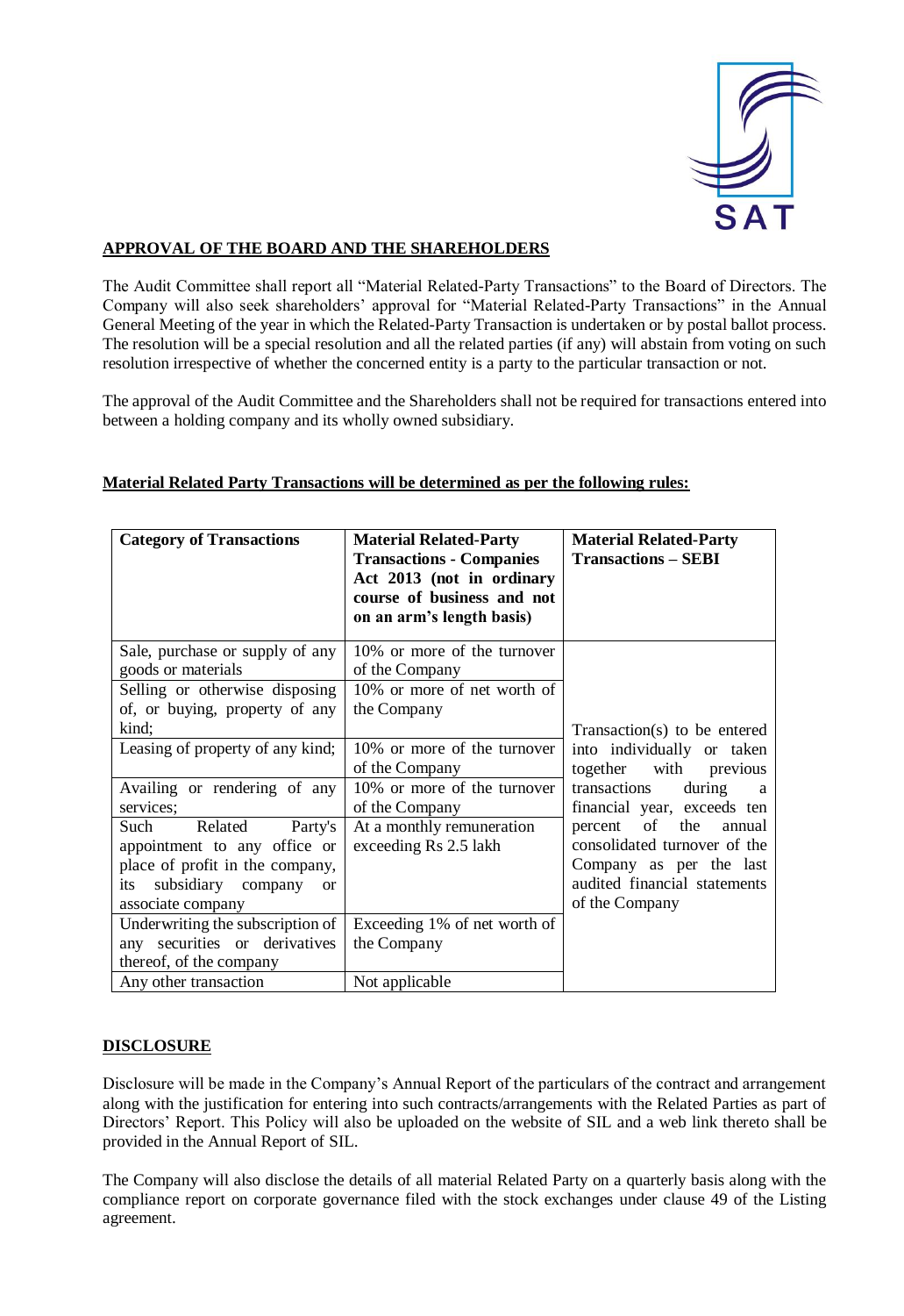## APPROVAL OF THE BOARD AND THE SHAREHOLDERS

The Audit Committee shall report all "Material Related-Party Transactions" to the Board of Directors. The Company will also seek shareholders' approval for "Material Related-Party Transactions" in the Annual General Meeting of the year in which the Related-Party Transaction is undertaken or by postal ballot process. The resolution will be a special resolution and all the related parties (if any) will abstain from voting on such resolution irrespective of whether the concerned entity is a party to the particular transaction or not.

The approval of the Audit Committee and the Shareholders shall not be required for transactions entered into between a holding company and its wholly owned subsidiary.

**Material Related Party Transactions will be determined as per the following rules:**

| Category of Transactions | Material Related-Party Transactions - Companies Act 2013 (not in ordinary course of business and not on an arm's length basis) | Material Related-Party Transactions – SEBI |
|---|---|---|
| Sale, purchase or supply of any goods or materials | 10% or more of the turnover of the Company | Transaction(s) to be entered into individually or taken together with previous transactions during a financial year, exceeds ten percent of the annual consolidated turnover of the Company as per the last audited financial statements of the Company |
| Selling or otherwise disposing of, or buying, property of any kind; | 10% or more of net worth of the Company | |
| Leasing of property of any kind; | 10% or more of the turnover of the Company | |
| Availing or rendering of any services; | 10% or more of the turnover of the Company | |
| Such Related Party's appointment to any office or place of profit in the company, its subsidiary company or associate company | At a monthly remuneration exceeding Rs 2.5 lakh | |
| Underwriting the subscription of any securities or derivatives thereof, of the company | Exceeding 1% of net worth of the Company | |
| Any other transaction | Not applicable | |

## DISCLOSURE

Disclosure will be made in the Company's Annual Report of the particulars of the contract and arrangement along with the justification for entering into such contracts/arrangements with the Related Parties as part of Directors' Report. This Policy will also be uploaded on the website of SIL and a web link thereto shall be provided in the Annual Report of SIL.

The Company will also disclose the details of all material Related Party on a quarterly basis along with the compliance report on corporate governance filed with the stock exchanges under clause 49 of the Listing agreement.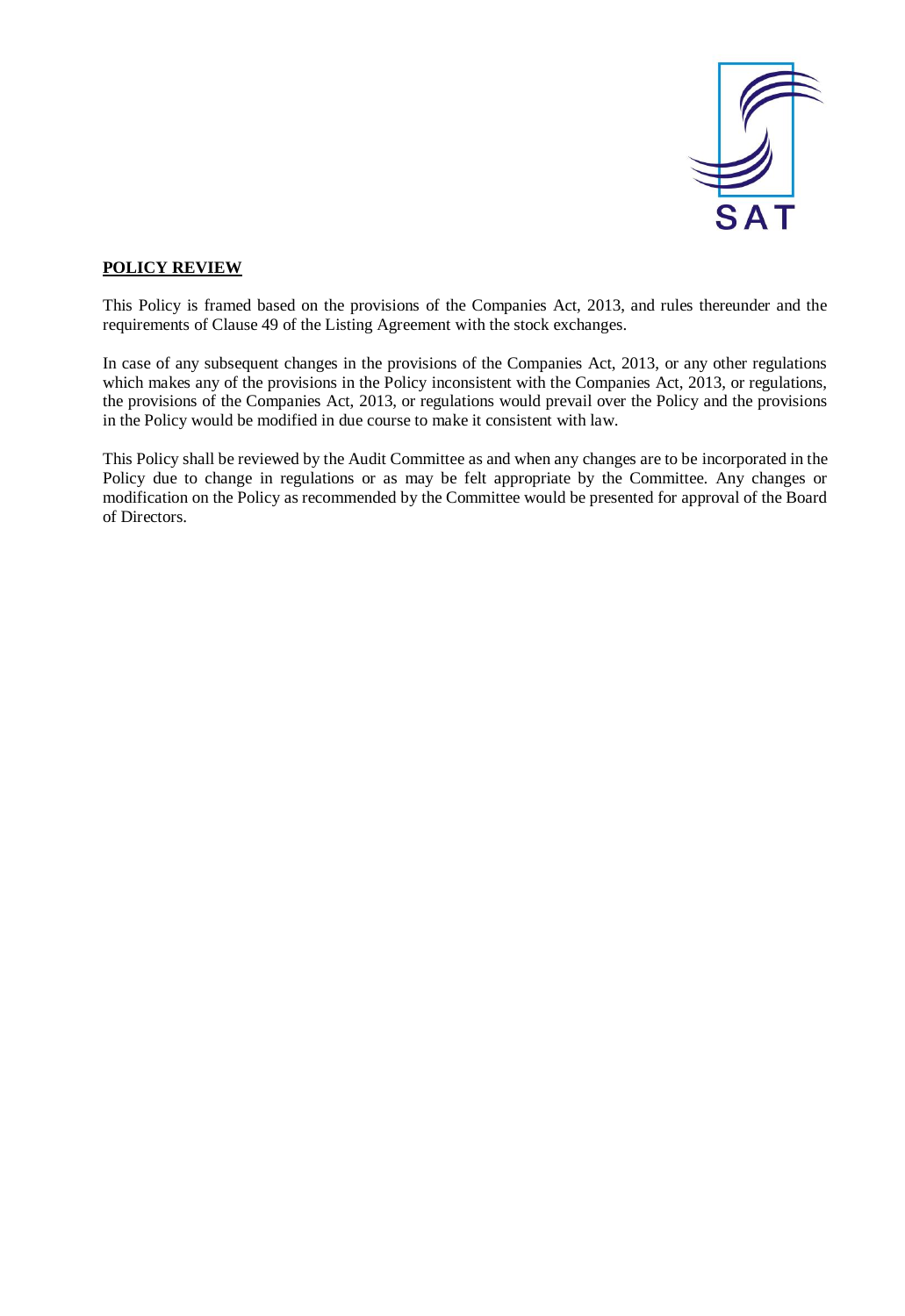**POLICY REVIEW**

This Policy is framed based on the provisions of the Companies Act, 2013, and rules thereunder and the requirements of Clause 49 of the Listing Agreement with the stock exchanges.

In case of any subsequent changes in the provisions of the Companies Act, 2013, or any other regulations which makes any of the provisions in the Policy inconsistent with the Companies Act, 2013, or regulations, the provisions of the Companies Act, 2013, or regulations would prevail over the Policy and the provisions in the Policy would be modified in due course to make it consistent with law.

This Policy shall be reviewed by the Audit Committee as and when any changes are to be incorporated in the Policy due to change in regulations or as may be felt appropriate by the Committee. Any changes or modification on the Policy as recommended by the Committee would be presented for approval of the Board of Directors.